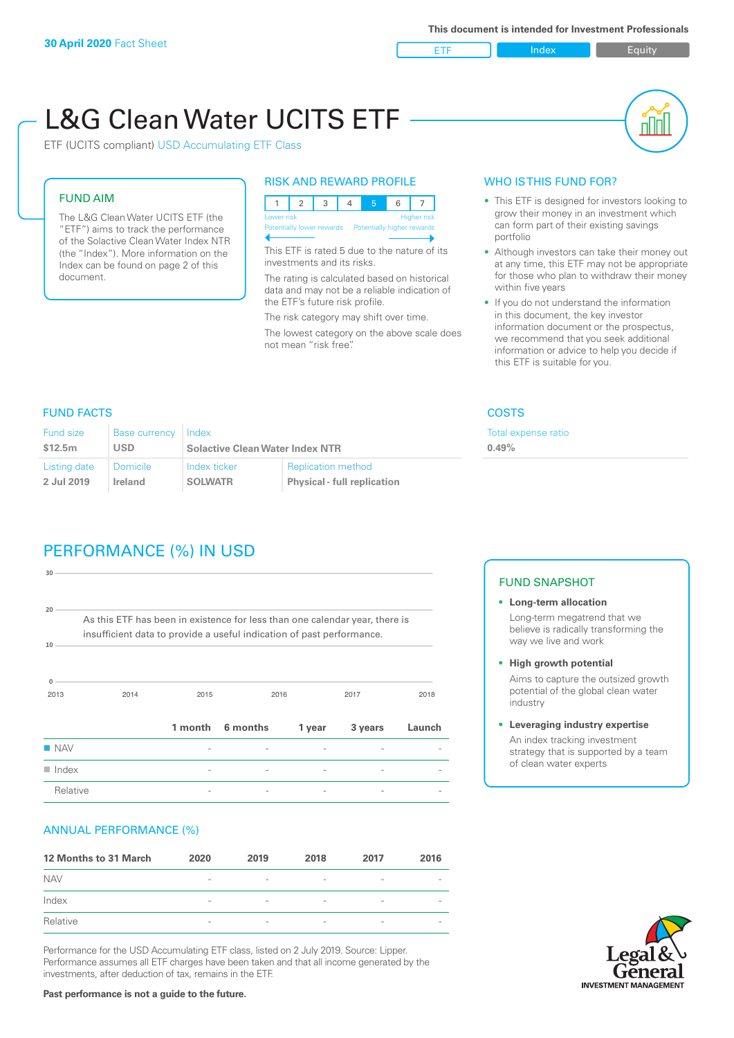**30 April 2020** Fact Sheet

This document is intended for Investment Professionals

ETF | Index | Equity

# L&G Clean Water UCITS ETF

ETF (UCITS compliant) USD Accumulating ETF Class

## FUND AIM

The L&G Clean Water UCITS ETF (the "ETF") aims to track the performance of the Solactive Clean Water Index NTR (the "Index"). More information on the Index can be found on page 2 of this document.

## RISK AND REWARD PROFILE

| 1 | 2 | 3 | 4 | 5 | 6 | 7 |
|---|---|---|---|---|---|---|

Lower risk — Higher risk
Potentially lower rewards — Potentially higher rewards

This ETF is rated 5 due to the nature of its investments and its risks.

The rating is calculated based on historical data and may not be a reliable indication of the ETF's future risk profile.

The risk category may shift over time.

The lowest category on the above scale does not mean "risk free".

## WHO IS THIS FUND FOR?

- This ETF is designed for investors looking to grow their money in an investment which can form part of their existing savings portfolio
- Although investors can take their money out at any time, this ETF may not be appropriate for those who plan to withdraw their money within five years
- If you do not understand the information in this document, the key investor information document or the prospectus, we recommend that you seek additional information or advice to help you decide if this ETF is suitable for you.

## FUND FACTS

| Fund size | Base currency | Index | |
|---|---|---|---|
| **$12.5m** | **USD** | **Solactive Clean Water Index NTR** | |
| **Listing date** | **Domicile** | **Index ticker** | **Replication method** |
| **2 Jul 2019** | **Ireland** | **SOLWATR** | **Physical - full replication** |

## COSTS

Total expense ratio

**0.49%**

## PERFORMANCE (%) IN USD

As this ETF has been in existence for less than one calendar year, there is insufficient data to provide a useful indication of past performance.

| | 1 month | 6 months | 1 year | 3 years | Launch |
|---|---|---|---|---|---|
| NAV | - | - | - | - | - |
| Index | - | - | - | - | - |
| Relative | - | - | - | - | - |

## FUND SNAPSHOT

- **Long-term allocation**
  Long-term megatrend that we believe is radically transforming the way we live and work
- **High growth potential**
  Aims to capture the outsized growth potential of the global clean water industry
- **Leveraging industry expertise**
  An index tracking investment strategy that is supported by a team of clean water experts

## ANNUAL PERFORMANCE (%)

| 12 Months to 31 March | 2020 | 2019 | 2018 | 2017 | 2016 |
|---|---|---|---|---|---|
| NAV | - | - | - | - | - |
| Index | - | - | - | - | - |
| Relative | - | - | - | - | - |

Performance for the USD Accumulating ETF class, listed on 2 July 2019. Source: Lipper. Performance assumes all ETF charges have been taken and that all income generated by the investments, after deduction of tax, remains in the ETF.

**Past performance is not a guide to the future.**

Legal & General INVESTMENT MANAGEMENT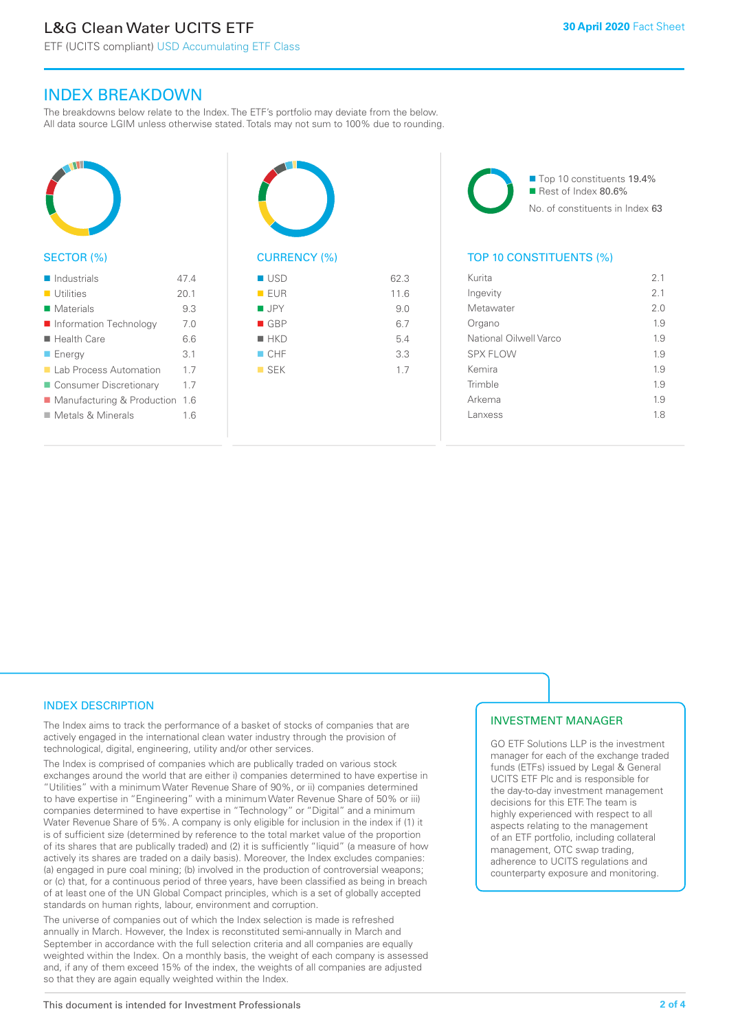## INDEX BREAKDOWN

The breakdowns below relate to the Index. The ETF's portfolio may deviate from the below. All data source LGIM unless otherwise stated. Totals may not sum to 100% due to rounding.

### SECTOR (%)

| Sector | % |
|---|---|
| Industrials | 47.4 |
| Utilities | 20.1 |
| Materials | 9.3 |
| Information Technology | 7.0 |
| Health Care | 6.6 |
| Energy | 3.1 |
| Lab Process Automation | 1.7 |
| Consumer Discretionary | 1.7 |
| Manufacturing & Production | 1.6 |
| Metals & Minerals | 1.6 |

### CURRENCY (%)

| Currency | % |
|---|---|
| USD | 62.3 |
| EUR | 11.6 |
| JPY | 9.0 |
| GBP | 6.7 |
| HKD | 5.4 |
| CHF | 3.3 |
| SEK | 1.7 |

- Top 10 constituents 19.4%
- Rest of Index 80.6%

No. of constituents in Index 63

### TOP 10 CONSTITUENTS (%)

| Constituent | % |
|---|---|
| Kurita | 2.1 |
| Ingevity | 2.1 |
| Metawater | 2.0 |
| Organo | 1.9 |
| National Oilwell Varco | 1.9 |
| SPX FLOW | 1.9 |
| Kemira | 1.9 |
| Trimble | 1.9 |
| Arkema | 1.9 |
| Lanxess | 1.8 |

## INDEX DESCRIPTION

The Index aims to track the performance of a basket of stocks of companies that are actively engaged in the international clean water industry through the provision of technological, digital, engineering, utility and/or other services.

The Index is comprised of companies which are publically traded on various stock exchanges around the world that are either i) companies determined to have expertise in "Utilities" with a minimum Water Revenue Share of 90%, or ii) companies determined to have expertise in "Engineering" with a minimum Water Revenue Share of 50% or iii) companies determined to have expertise in "Technology" or "Digital" and a minimum Water Revenue Share of 5%. A company is only eligible for inclusion in the index if (1) it is of sufficient size (determined by reference to the total market value of the proportion of its shares that are publically traded) and (2) it is sufficiently "liquid" (a measure of how actively its shares are traded on a daily basis). Moreover, the Index excludes companies: (a) engaged in pure coal mining; (b) involved in the production of controversial weapons; or (c) that, for a continuous period of three years, have been classified as being in breach of at least one of the UN Global Compact principles, which is a set of globally accepted standards on human rights, labour, environment and corruption.

The universe of companies out of which the Index selection is made is refreshed annually in March. However, the Index is reconstituted semi-annually in March and September in accordance with the full selection criteria and all companies are equally weighted within the Index. On a monthly basis, the weight of each company is assessed and, if any of them exceed 15% of the index, the weights of all companies are adjusted so that they are again equally weighted within the Index.

## INVESTMENT MANAGER

GO ETF Solutions LLP is the investment manager for each of the exchange traded funds (ETFs) issued by Legal & General UCITS ETF Plc and is responsible for the day-to-day investment management decisions for this ETF. The team is highly experienced with respect to all aspects relating to the management of an ETF portfolio, including collateral management, OTC swap trading, adherence to UCITS regulations and counterparty exposure and monitoring.

This document is intended for Investment Professionals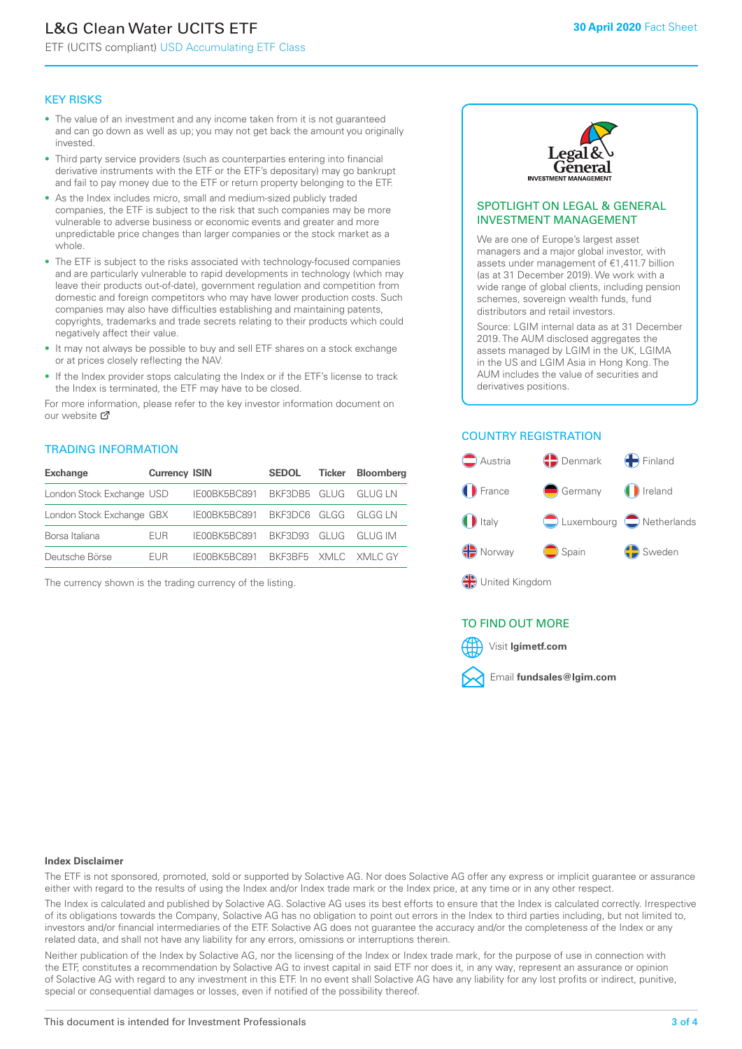# L&G Clean Water UCITS ETF

ETF (UCITS compliant) USD Accumulating ETF Class

**30 April 2020** Fact Sheet

## KEY RISKS

- The value of an investment and any income taken from it is not guaranteed and can go down as well as up; you may not get back the amount you originally invested.
- Third party service providers (such as counterparties entering into financial derivative instruments with the ETF or the ETF's depositary) may go bankrupt and fail to pay money due to the ETF or return property belonging to the ETF.
- As the Index includes micro, small and medium-sized publicly traded companies, the ETF is subject to the risk that such companies may be more vulnerable to adverse business or economic events and greater and more unpredictable price changes than larger companies or the stock market as a whole.
- The ETF is subject to the risks associated with technology-focused companies and are particularly vulnerable to rapid developments in technology (which may leave their products out-of-date), government regulation and competition from domestic and foreign competitors who may have lower production costs. Such companies may also have difficulties establishing and maintaining patents, copyrights, trademarks and trade secrets relating to their products which could negatively affect their value.
- It may not always be possible to buy and sell ETF shares on a stock exchange or at prices closely reflecting the NAV.
- If the Index provider stops calculating the Index or if the ETF's license to track the Index is terminated, the ETF may have to be closed.

For more information, please refer to the key investor information document on our website

## TRADING INFORMATION

| Exchange | Currency | ISIN | SEDOL | Ticker | Bloomberg |
|---|---|---|---|---|---|
| London Stock Exchange | USD | IE00BK5BC891 | BKF3DB5 | GLUG | GLUG LN |
| London Stock Exchange | GBX | IE00BK5BC891 | BKF3DC6 | GLGG | GLGG LN |
| Borsa Italiana | EUR | IE00BK5BC891 | BKF3D93 | GLUG | GLUG IM |
| Deutsche Börse | EUR | IE00BK5BC891 | BKF3BF5 | XMLC | XMLC GY |

The currency shown is the trading currency of the listing.

## SPOTLIGHT ON LEGAL & GENERAL INVESTMENT MANAGEMENT

We are one of Europe's largest asset managers and a major global investor, with assets under management of €1,411.7 billion (as at 31 December 2019). We work with a wide range of global clients, including pension schemes, sovereign wealth funds, fund distributors and retail investors.

Source: LGIM internal data as at 31 December 2019. The AUM disclosed aggregates the assets managed by LGIM in the UK, LGIMA in the US and LGIM Asia in Hong Kong. The AUM includes the value of securities and derivatives positions.

## COUNTRY REGISTRATION

Austria, Denmark, Finland, France, Germany, Ireland, Italy, Luxembourg, Netherlands, Norway, Spain, Sweden, United Kingdom

## TO FIND OUT MORE

Visit **lgimetf.com**

Email **fundsales@lgim.com**

**Index Disclaimer**

The ETF is not sponsored, promoted, sold or supported by Solactive AG. Nor does Solactive AG offer any express or implicit guarantee or assurance either with regard to the results of using the Index and/or Index trade mark or the Index price, at any time or in any other respect.

The Index is calculated and published by Solactive AG. Solactive AG uses its best efforts to ensure that the Index is calculated correctly. Irrespective of its obligations towards the Company, Solactive AG has no obligation to point out errors in the Index to third parties including, but not limited to, investors and/or financial intermediaries of the ETF. Solactive AG does not guarantee the accuracy and/or the completeness of the Index or any related data, and shall not have any liability for any errors, omissions or interruptions therein.

Neither publication of the Index by Solactive AG, nor the licensing of the Index or Index trade mark, for the purpose of use in connection with the ETF, constitutes a recommendation by Solactive AG to invest capital in said ETF nor does it, in any way, represent an assurance or opinion of Solactive AG with regard to any investment in this ETF. In no event shall Solactive AG have any liability for any lost profits or indirect, punitive, special or consequential damages or losses, even if notified of the possibility thereof.

This document is intended for Investment Professionals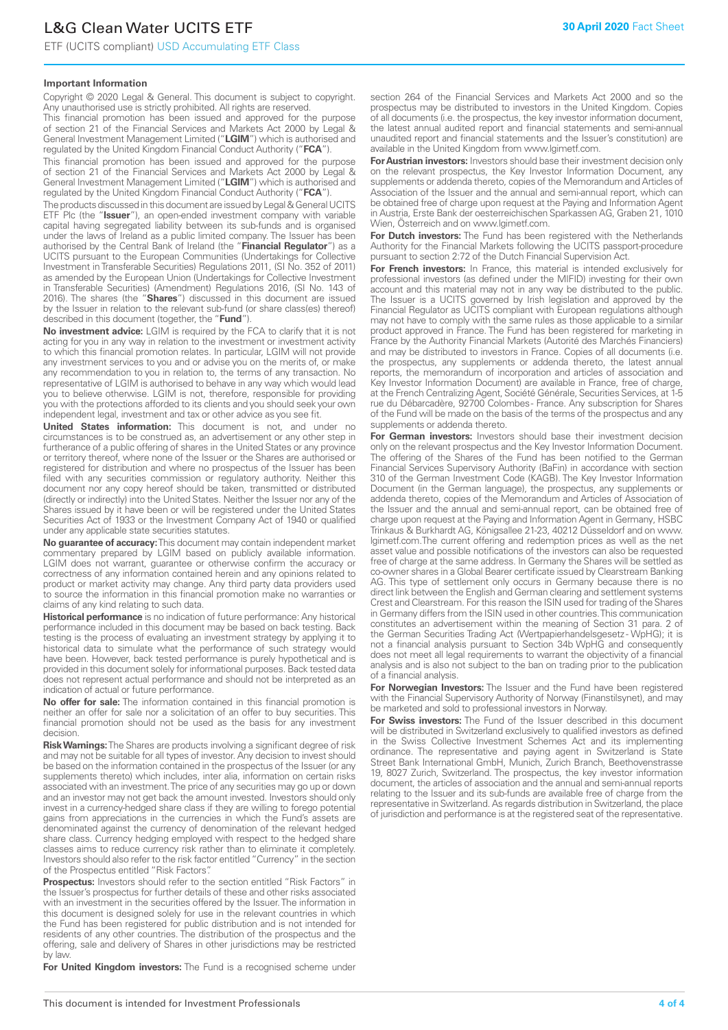# L&G Clean Water UCITS ETF

ETF (UCITS compliant) USD Accumulating ETF Class

**30 April 2020** Fact Sheet

## Important Information

Copyright © 2020 Legal & General. This document is subject to copyright. Any unauthorised use is strictly prohibited. All rights are reserved.

This financial promotion has been issued and approved for the purpose of section 21 of the Financial Services and Markets Act 2000 by Legal & General Investment Management Limited ("**LGIM**") which is authorised and regulated by the United Kingdom Financial Conduct Authority ("**FCA**").

This financial promotion has been issued and approved for the purpose of section 21 of the Financial Services and Markets Act 2000 by Legal & General Investment Management Limited ("**LGIM**") which is authorised and regulated by the United Kingdom Financial Conduct Authority ("**FCA**").

The products discussed in this document are issued by Legal & General UCITS ETF Plc (the "**Issuer**"), an open-ended investment company with variable capital having segregated liability between its sub-funds and is organised under the laws of Ireland as a public limited company. The Issuer has been authorised by the Central Bank of Ireland (the "**Financial Regulator**") as a UCITS pursuant to the European Communities (Undertakings for Collective Investment in Transferable Securities) Regulations 2011, (SI No. 352 of 2011) as amended by the European Union (Undertakings for Collective Investment in Transferable Securities) (Amendment) Regulations 2016, (SI No. 143 of 2016). The shares (the "**Shares**") discussed in this document are issued by the Issuer in relation to the relevant sub-fund (or share class(es) thereof) described in this document (together, the "**Fund**").

**No investment advice:** LGIM is required by the FCA to clarify that it is not acting for you in any way in relation to the investment or investment activity to which this financial promotion relates. In particular, LGIM will not provide any investment services to you and or advise you on the merits of, or make any recommendation to you in relation to, the terms of any transaction. No representative of LGIM is authorised to behave in any way which would lead you to believe otherwise. LGIM is not, therefore, responsible for providing you with the protections afforded to its clients and you should seek your own independent legal, investment and tax or other advice as you see fit.

**United States information:** This document is not, and under no circumstances is to be construed as, an advertisement or any other step in furtherance of a public offering of shares in the United States or any province or territory thereof, where none of the Issuer or the Shares are authorised or registered for distribution and where no prospectus of the Issuer has been filed with any securities commission or regulatory authority. Neither this document nor any copy hereof should be taken, transmitted or distributed (directly or indirectly) into the United States. Neither the Issuer nor any of the Shares issued by it have been or will be registered under the United States Securities Act of 1933 or the Investment Company Act of 1940 or qualified under any applicable state securities statutes.

**No guarantee of accuracy:** This document may contain independent market commentary prepared by LGIM based on publicly available information. LGIM does not warrant, guarantee or otherwise confirm the accuracy or correctness of any information contained herein and any opinions related to product or market activity may change. Any third party data providers used to source the information in this financial promotion make no warranties or claims of any kind relating to such data.

**Historical performance** is no indication of future performance: Any historical performance included in this document may be based on back testing. Back testing is the process of evaluating an investment strategy by applying it to historical data to simulate what the performance of such strategy would have been. However, back tested performance is purely hypothetical and is provided in this document solely for informational purposes. Back tested data does not represent actual performance and should not be interpreted as an indication of actual or future performance.

**No offer for sale:** The information contained in this financial promotion is neither an offer for sale nor a solicitation of an offer to buy securities. This financial promotion should not be used as the basis for any investment decision.

**Risk Warnings:** The Shares are products involving a significant degree of risk and may not be suitable for all types of investor. Any decision to invest should be based on the information contained in the prospectus of the Issuer (or any supplements thereto) which includes, inter alia, information on certain risks associated with an investment. The price of any securities may go up or down and an investor may not get back the amount invested. Investors should only invest in a currency-hedged share class if they are willing to forego potential gains from appreciations in the currencies in which the Fund's assets are denominated against the currency of denomination of the relevant hedged share class. Currency hedging employed with respect to the hedged share classes aims to reduce currency risk rather than to eliminate it completely. Investors should also refer to the risk factor entitled "Currency" in the section of the Prospectus entitled "Risk Factors".

**Prospectus:** Investors should refer to the section entitled "Risk Factors" in the Issuer's prospectus for further details of these and other risks associated with an investment in the securities offered by the Issuer. The information in this document is designed solely for use in the relevant countries in which the Fund has been registered for public distribution and is not intended for residents of any other countries. The distribution of the prospectus and the offering, sale and delivery of Shares in other jurisdictions may be restricted by law.

**For United Kingdom investors:** The Fund is a recognised scheme under section 264 of the Financial Services and Markets Act 2000 and so the prospectus may be distributed to investors in the United Kingdom. Copies of all documents (i.e. the prospectus, the key investor information document, the latest annual audited report and financial statements and semi-annual unaudited report and financial statements and the Issuer's constitution) are available in the United Kingdom from www.lgimetf.com.

**For Austrian investors:** Investors should base their investment decision only on the relevant prospectus, the Key Investor Information Document, any supplements or addenda thereto, copies of the Memorandum and Articles of Association of the Issuer and the annual and semi-annual report, which can be obtained free of charge upon request at the Paying and Information Agent in Austria, Erste Bank der oesterreichischen Sparkassen AG, Graben 21, 1010 Wien, Österreich and on www.lgimetf.com.

**For Dutch investors:** The Fund has been registered with the Netherlands Authority for the Financial Markets following the UCITS passport-procedure pursuant to section 2:72 of the Dutch Financial Supervision Act.

**For French investors:** In France, this material is intended exclusively for professional investors (as defined under the MIFID) investing for their own account and this material may not in any way be distributed to the public. The Issuer is a UCITS governed by Irish legislation and approved by the Financial Regulator as UCITS compliant with European regulations although may not have to comply with the same rules as those applicable to a similar product approved in France. The Fund has been registered for marketing in France by the Authority Financial Markets (Autorité des Marchés Financiers) and may be distributed to investors in France. Copies of all documents (i.e. the prospectus, any supplements or addenda thereto, the latest annual reports, the memorandum of incorporation and articles of association and Key Investor Information Document) are available in France, free of charge, at the French Centralizing Agent, Société Générale, Securities Services, at 1-5 rue du Débarcadère, 92700 Colombes - France. Any subscription for Shares of the Fund will be made on the basis of the terms of the prospectus and any supplements or addenda thereto.

**For German investors:** Investors should base their investment decision only on the relevant prospectus and the Key Investor Information Document. The offering of the Shares of the Fund has been notified to the German Financial Services Supervisory Authority (BaFin) in accordance with section 310 of the German Investment Code (KAGB). The Key Investor Information Document (in the German language), the prospectus, any supplements or addenda thereto, copies of the Memorandum and Articles of Association of the Issuer and the annual and semi-annual report, can be obtained free of charge upon request at the Paying and Information Agent in Germany, HSBC Trinkaus & Burkhardt AG, Königsallee 21-23, 40212 Düsseldorf and on www.lgimetf.com.The current offering and redemption prices as well as the net asset value and possible notifications of the investors can also be requested free of charge at the same address. In Germany the Shares will be settled as co-owner shares in a Global Bearer certificate issued by Clearstream Banking AG. This type of settlement only occurs in Germany because there is no direct link between the English and German clearing and settlement systems Crest and Clearstream. For this reason the ISIN used for trading of the Shares in Germany differs from the ISIN used in other countries. This communication constitutes an advertisement within the meaning of Section 31 para. 2 of the German Securities Trading Act (Wertpapierhandelsgesetz - WpHG); it is not a financial analysis pursuant to Section 34b WpHG and consequently does not meet all legal requirements to warrant the objectivity of a financial analysis and is also not subject to the ban on trading prior to the publication of a financial analysis.

**For Norwegian Investors:** The Issuer and the Fund have been registered with the Financial Supervisory Authority of Norway (Finanstilsynet), and may be marketed and sold to professional investors in Norway.

**For Swiss investors:** The Fund of the Issuer described in this document will be distributed in Switzerland exclusively to qualified investors as defined in the Swiss Collective Investment Schemes Act and its implementing ordinance. The representative and paying agent in Switzerland is State Street Bank International GmbH, Munich, Zurich Branch, Beethovenstrasse 19, 8027 Zurich, Switzerland. The prospectus, the key investor information document, the articles of association and the annual and semi-annual reports relating to the Issuer and its sub-funds are available free of charge from the representative in Switzerland. As regards distribution in Switzerland, the place of jurisdiction and performance is at the registered seat of the representative.

This document is intended for Investment Professionals